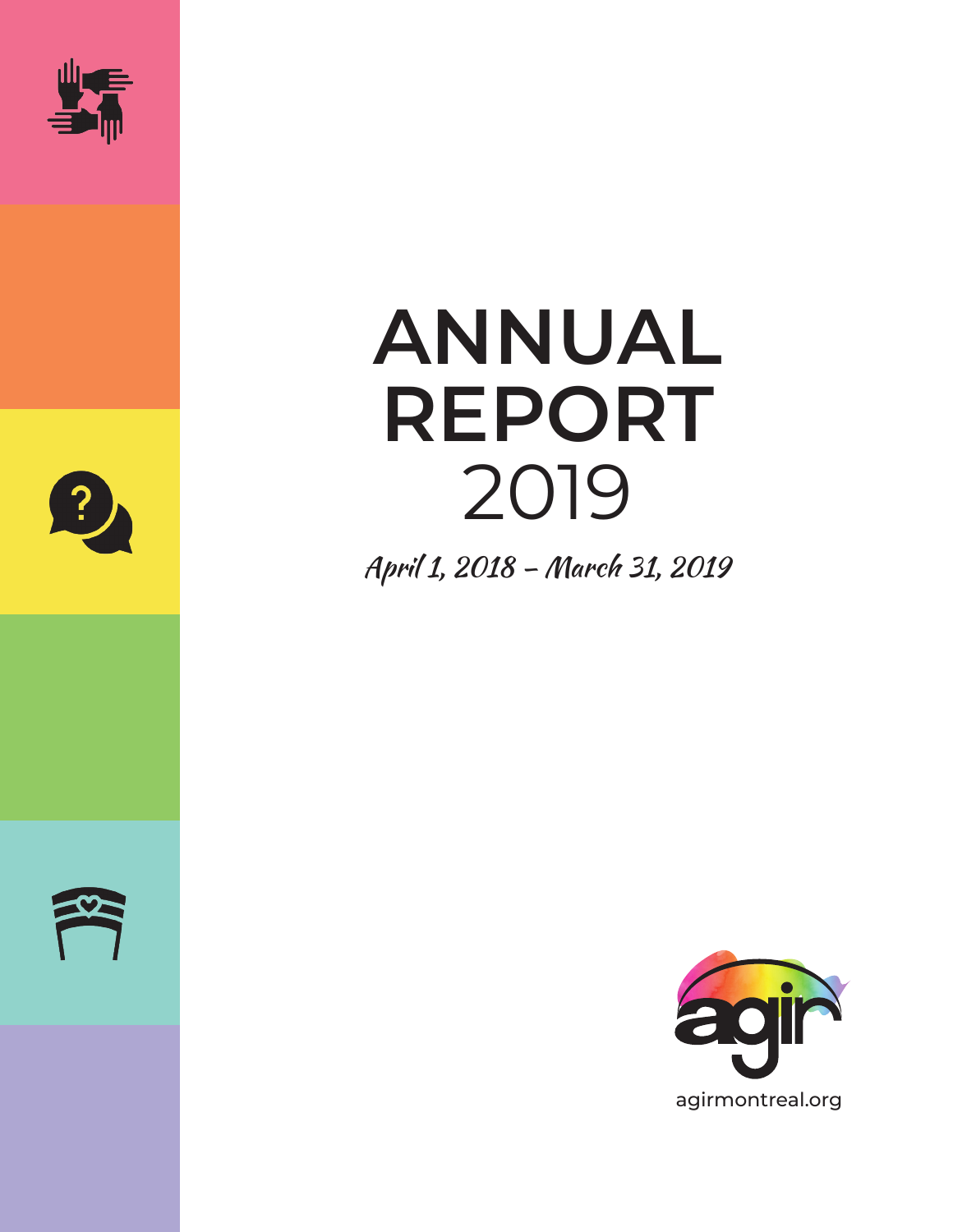# ANNUAL REPORT 2019

*April 1, 2018 – March 31, 2019*

agir

agirmontreal.org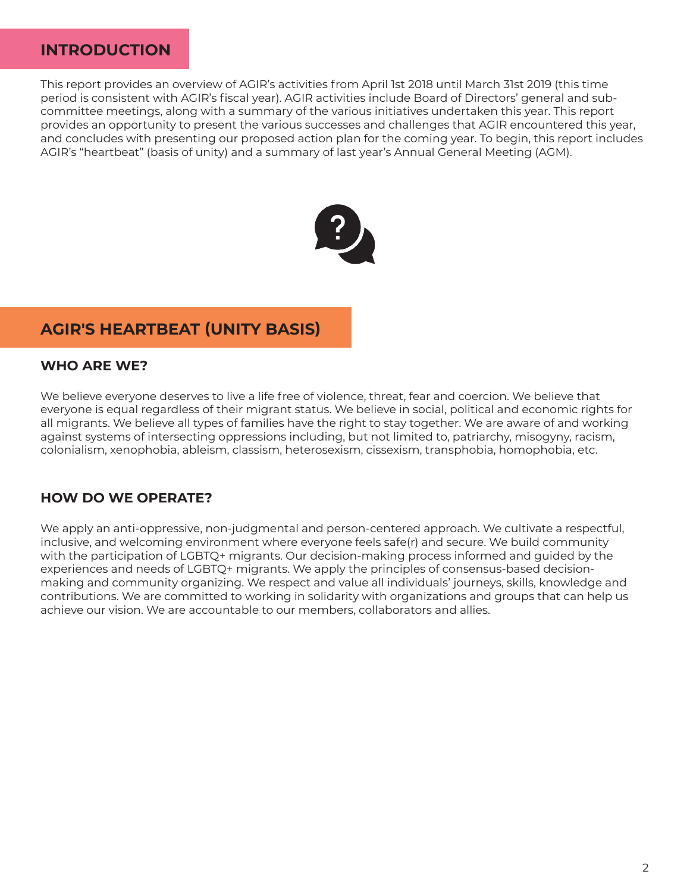## INTRODUCTION

This report provides an overview of AGIR's activities from April 1st 2018 until March 31st 2019 (this time period is consistent with AGIR's fiscal year). AGIR activities include Board of Directors' general and sub-committee meetings, along with a summary of the various initiatives undertaken this year. This report provides an opportunity to present the various successes and challenges that AGIR encountered this year, and concludes with presenting our proposed action plan for the coming year. To begin, this report includes AGIR's "heartbeat" (basis of unity) and a summary of last year's Annual General Meeting (AGM).

## AGIR'S HEARTBEAT (UNITY BASIS)

### WHO ARE WE?

We believe everyone deserves to live a life free of violence, threat, fear and coercion. We believe that everyone is equal regardless of their migrant status. We believe in social, political and economic rights for all migrants. We believe all types of families have the right to stay together. We are aware of and working against systems of intersecting oppressions including, but not limited to, patriarchy, misogyny, racism, colonialism, xenophobia, ableism, classism, heterosexism, cissexism, transphobia, homophobia, etc.

### HOW DO WE OPERATE?

We apply an anti-oppressive, non-judgmental and person-centered approach. We cultivate a respectful, inclusive, and welcoming environment where everyone feels safe(r) and secure. We build community with the participation of LGBTQ+ migrants. Our decision-making process informed and guided by the experiences and needs of LGBTQ+ migrants. We apply the principles of consensus-based decision-making and community organizing. We respect and value all individuals' journeys, skills, knowledge and contributions. We are committed to working in solidarity with organizations and groups that can help us achieve our vision. We are accountable to our members, collaborators and allies.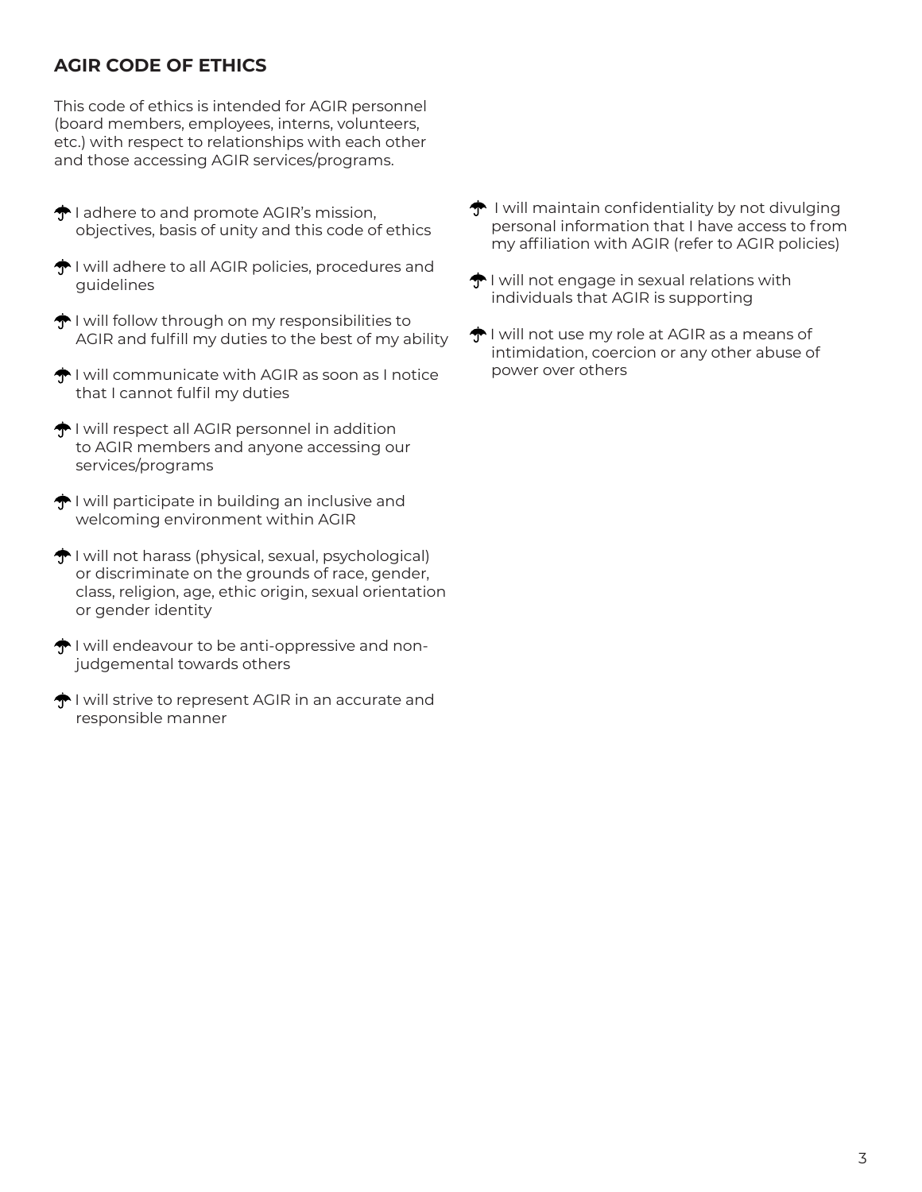## AGIR CODE OF ETHICS

This code of ethics is intended for AGIR personnel (board members, employees, interns, volunteers, etc.) with respect to relationships with each other and those accessing AGIR services/programs.

- I adhere to and promote AGIR's mission, objectives, basis of unity and this code of ethics
- I will adhere to all AGIR policies, procedures and guidelines
- I will follow through on my responsibilities to AGIR and fulfill my duties to the best of my ability
- I will communicate with AGIR as soon as I notice that I cannot fulfil my duties
- I will respect all AGIR personnel in addition to AGIR members and anyone accessing our services/programs
- I will participate in building an inclusive and welcoming environment within AGIR
- I will not harass (physical, sexual, psychological) or discriminate on the grounds of race, gender, class, religion, age, ethic origin, sexual orientation or gender identity
- I will endeavour to be anti-oppressive and non-judgemental towards others
- I will strive to represent AGIR in an accurate and responsible manner
- I will maintain confidentiality by not divulging personal information that I have access to from my affiliation with AGIR (refer to AGIR policies)
- I will not engage in sexual relations with individuals that AGIR is supporting
- I will not use my role at AGIR as a means of intimidation, coercion or any other abuse of power over others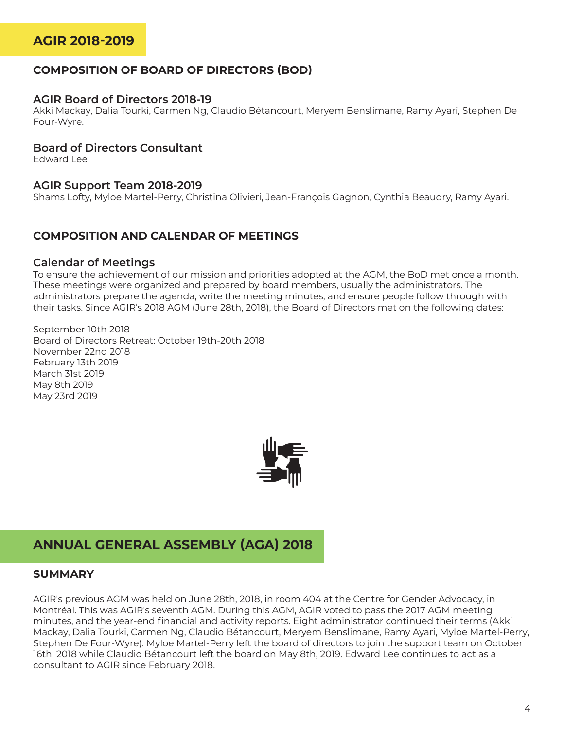# AGIR 2018-2019

## COMPOSITION OF BOARD OF DIRECTORS (BOD)

### AGIR Board of Directors 2018-19

Akki Mackay, Dalia Tourki, Carmen Ng, Claudio Bétancourt, Meryem Benslimane, Ramy Ayari, Stephen De Four-Wyre.

### Board of Directors Consultant

Edward Lee

### AGIR Support Team 2018-2019

Shams Lofty, Myloe Martel-Perry, Christina Olivieri, Jean-François Gagnon, Cynthia Beaudry, Ramy Ayari.

## COMPOSITION AND CALENDAR OF MEETINGS

### Calendar of Meetings

To ensure the achievement of our mission and priorities adopted at the AGM, the BoD met once a month. These meetings were organized and prepared by board members, usually the administrators. The administrators prepare the agenda, write the meeting minutes, and ensure people follow through with their tasks. Since AGIR's 2018 AGM (June 28th, 2018), the Board of Directors met on the following dates:

September 10th 2018
Board of Directors Retreat: October 19th-20th 2018
November 22nd 2018
February 13th 2019
March 31st 2019
May 8th 2019
May 23rd 2019

# ANNUAL GENERAL ASSEMBLY (AGA) 2018

## SUMMARY

AGIR's previous AGM was held on June 28th, 2018, in room 404 at the Centre for Gender Advocacy, in Montréal. This was AGIR's seventh AGM. During this AGM, AGIR voted to pass the 2017 AGM meeting minutes, and the year-end financial and activity reports. Eight administrator continued their terms (Akki Mackay, Dalia Tourki, Carmen Ng, Claudio Bétancourt, Meryem Benslimane, Ramy Ayari, Myloe Martel-Perry, Stephen De Four-Wyre). Myloe Martel-Perry left the board of directors to join the support team on October 16th, 2018 while Claudio Bétancourt left the board on May 8th, 2019. Edward Lee continues to act as a consultant to AGIR since February 2018.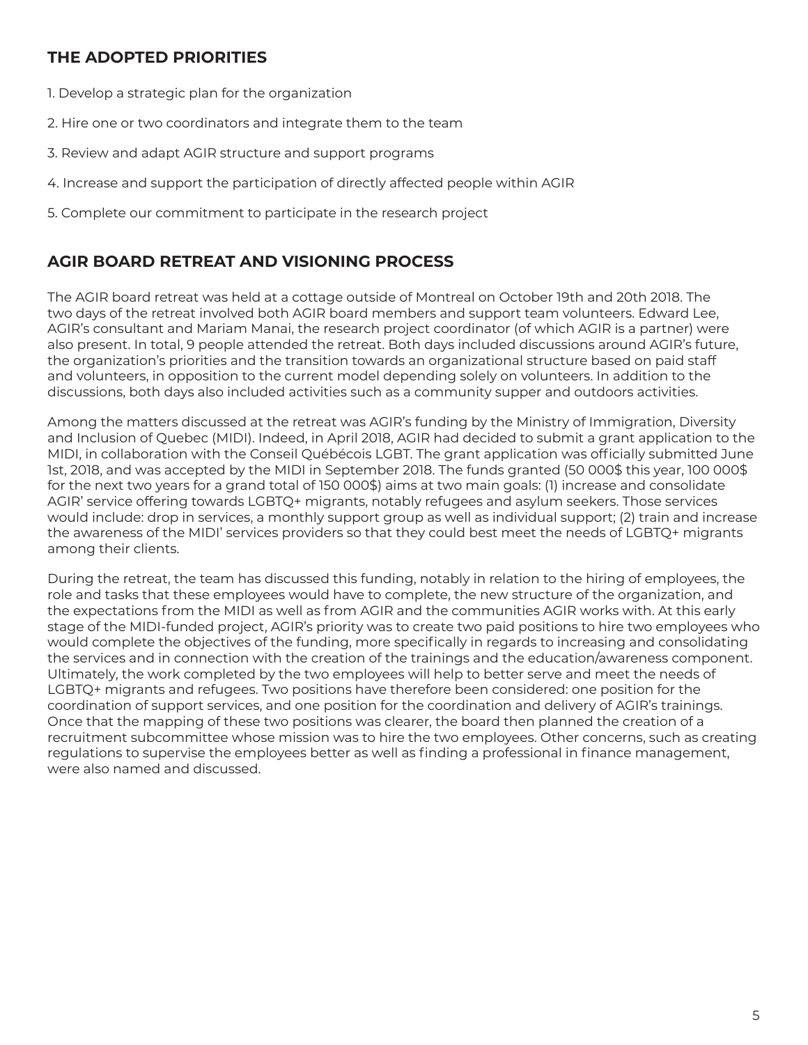## THE ADOPTED PRIORITIES

1. Develop a strategic plan for the organization

2. Hire one or two coordinators and integrate them to the team

3. Review and adapt AGIR structure and support programs

4. Increase and support the participation of directly affected people within AGIR

5. Complete our commitment to participate in the research project

## AGIR BOARD RETREAT AND VISIONING PROCESS

The AGIR board retreat was held at a cottage outside of Montreal on October 19th and 20th 2018. The two days of the retreat involved both AGIR board members and support team volunteers. Edward Lee, AGIR's consultant and Mariam Manai, the research project coordinator (of which AGIR is a partner) were also present. In total, 9 people attended the retreat. Both days included discussions around AGIR's future, the organization's priorities and the transition towards an organizational structure based on paid staff and volunteers, in opposition to the current model depending solely on volunteers. In addition to the discussions, both days also included activities such as a community supper and outdoors activities.

Among the matters discussed at the retreat was AGIR's funding by the Ministry of Immigration, Diversity and Inclusion of Quebec (MIDI). Indeed, in April 2018, AGIR had decided to submit a grant application to the MIDI, in collaboration with the Conseil Québécois LGBT. The grant application was officially submitted June 1st, 2018, and was accepted by the MIDI in September 2018. The funds granted (50 000$ this year, 100 000$ for the next two years for a grand total of 150 000$) aims at two main goals: (1) increase and consolidate AGIR' service offering towards LGBTQ+ migrants, notably refugees and asylum seekers. Those services would include: drop in services, a monthly support group as well as individual support; (2) train and increase the awareness of the MIDI' services providers so that they could best meet the needs of LGBTQ+ migrants among their clients.

During the retreat, the team has discussed this funding, notably in relation to the hiring of employees, the role and tasks that these employees would have to complete, the new structure of the organization, and the expectations from the MIDI as well as from AGIR and the communities AGIR works with. At this early stage of the MIDI-funded project, AGIR's priority was to create two paid positions to hire two employees who would complete the objectives of the funding, more specifically in regards to increasing and consolidating the services and in connection with the creation of the trainings and the education/awareness component. Ultimately, the work completed by the two employees will help to better serve and meet the needs of LGBTQ+ migrants and refugees. Two positions have therefore been considered: one position for the coordination of support services, and one position for the coordination and delivery of AGIR's trainings. Once that the mapping of these two positions was clearer, the board then planned the creation of a recruitment subcommittee whose mission was to hire the two employees. Other concerns, such as creating regulations to supervise the employees better as well as finding a professional in finance management, were also named and discussed.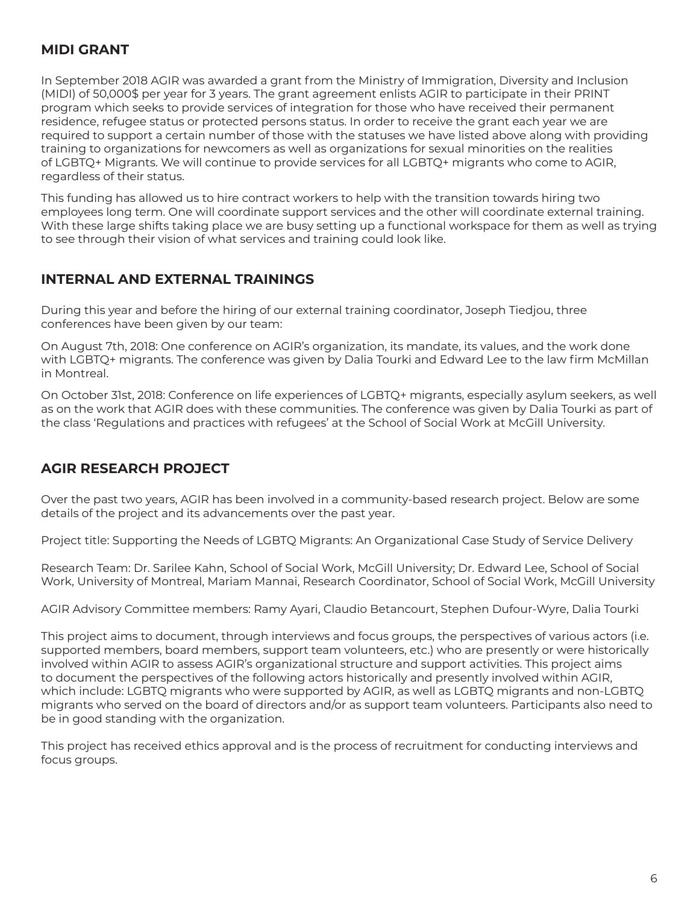## MIDI GRANT

In September 2018 AGIR was awarded a grant from the Ministry of Immigration, Diversity and Inclusion (MIDI) of 50,000$ per year for 3 years. The grant agreement enlists AGIR to participate in their PRINT program which seeks to provide services of integration for those who have received their permanent residence, refugee status or protected persons status. In order to receive the grant each year we are required to support a certain number of those with the statuses we have listed above along with providing training to organizations for newcomers as well as organizations for sexual minorities on the realities of LGBTQ+ Migrants. We will continue to provide services for all LGBTQ+ migrants who come to AGIR, regardless of their status.

This funding has allowed us to hire contract workers to help with the transition towards hiring two employees long term. One will coordinate support services and the other will coordinate external training. With these large shifts taking place we are busy setting up a functional workspace for them as well as trying to see through their vision of what services and training could look like.

## INTERNAL AND EXTERNAL TRAININGS

During this year and before the hiring of our external training coordinator, Joseph Tiedjou, three conferences have been given by our team:

On August 7th, 2018: One conference on AGIR's organization, its mandate, its values, and the work done with LGBTQ+ migrants. The conference was given by Dalia Tourki and Edward Lee to the law firm McMillan in Montreal.

On October 31st, 2018: Conference on life experiences of LGBTQ+ migrants, especially asylum seekers, as well as on the work that AGIR does with these communities. The conference was given by Dalia Tourki as part of the class 'Regulations and practices with refugees' at the School of Social Work at McGill University.

## AGIR RESEARCH PROJECT

Over the past two years, AGIR has been involved in a community-based research project. Below are some details of the project and its advancements over the past year.

Project title: Supporting the Needs of LGBTQ Migrants: An Organizational Case Study of Service Delivery

Research Team: Dr. Sarilee Kahn, School of Social Work, McGill University; Dr. Edward Lee, School of Social Work, University of Montreal, Mariam Mannai, Research Coordinator, School of Social Work, McGill University

AGIR Advisory Committee members: Ramy Ayari, Claudio Betancourt, Stephen Dufour-Wyre, Dalia Tourki

This project aims to document, through interviews and focus groups, the perspectives of various actors (i.e. supported members, board members, support team volunteers, etc.) who are presently or were historically involved within AGIR to assess AGIR's organizational structure and support activities. This project aims to document the perspectives of the following actors historically and presently involved within AGIR, which include: LGBTQ migrants who were supported by AGIR, as well as LGBTQ migrants and non-LGBTQ migrants who served on the board of directors and/or as support team volunteers. Participants also need to be in good standing with the organization.

This project has received ethics approval and is the process of recruitment for conducting interviews and focus groups.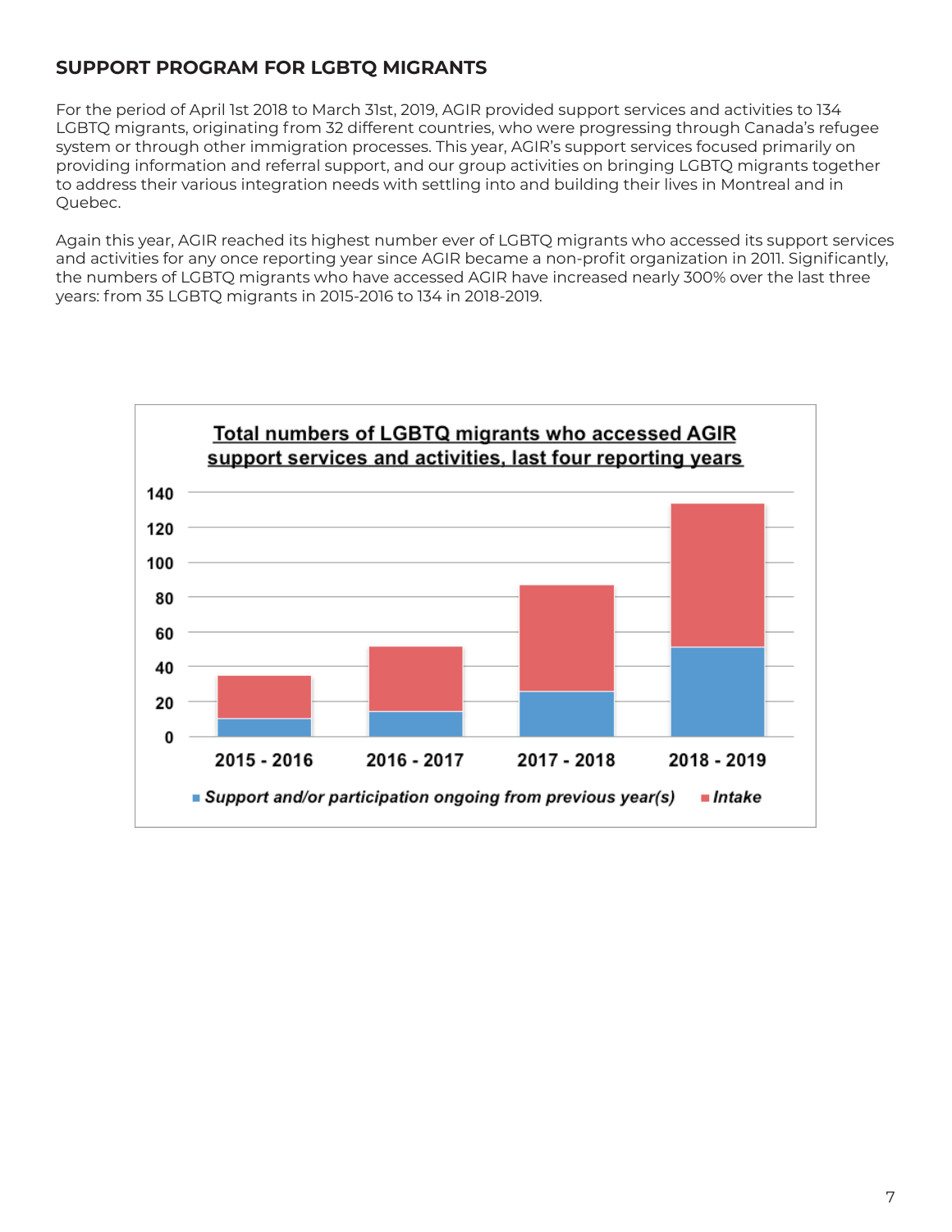## SUPPORT PROGRAM FOR LGBTQ MIGRANTS

For the period of April 1st 2018 to March 31st, 2019, AGIR provided support services and activities to 134 LGBTQ migrants, originating from 32 different countries, who were progressing through Canada's refugee system or through other immigration processes. This year, AGIR's support services focused primarily on providing information and referral support, and our group activities on bringing LGBTQ migrants together to address their various integration needs with settling into and building their lives in Montreal and in Quebec.

Again this year, AGIR reached its highest number ever of LGBTQ migrants who accessed its support services and activities for any once reporting year since AGIR became a non-profit organization in 2011. Significantly, the numbers of LGBTQ migrants who have accessed AGIR have increased nearly 300% over the last three years: from 35 LGBTQ migrants in 2015-2016 to 134 in 2018-2019.

Total numbers of LGBTQ migrants who accessed AGIR support services and activities, last four reporting years

140
120
100
80
60
40
20
0

2015 - 2016
2016 - 2017
2017 - 2018
2018 - 2019

Support and/or participation ongoing from previous year(s)
Intake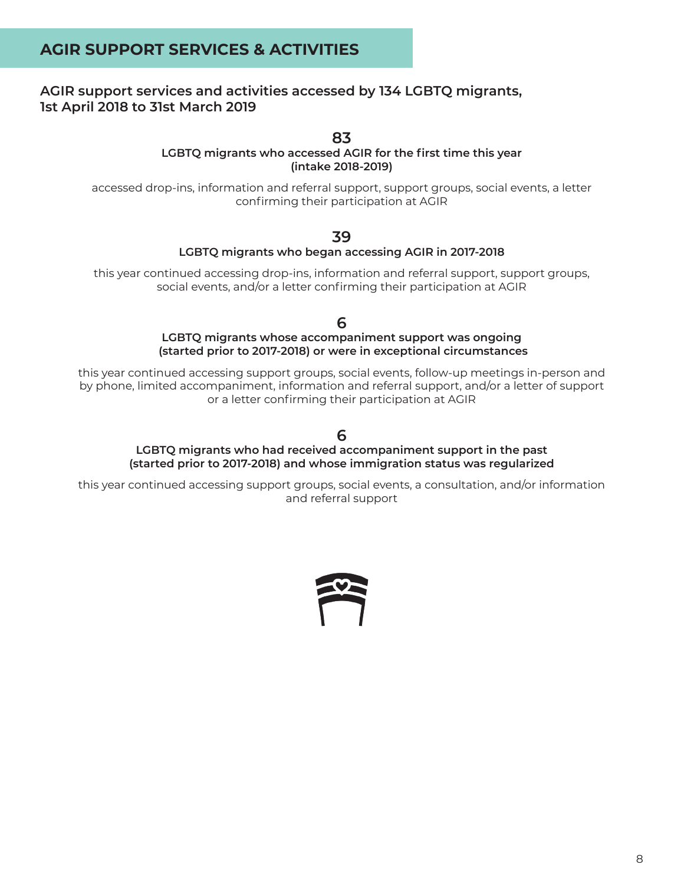## AGIR SUPPORT SERVICES & ACTIVITIES

### AGIR support services and activities accessed by 134 LGBTQ migrants, 1st April 2018 to 31st March 2019

**83**

**LGBTQ migrants who accessed AGIR for the first time this year (intake 2018-2019)**

accessed drop-ins, information and referral support, support groups, social events, a letter confirming their participation at AGIR

**39**

**LGBTQ migrants who began accessing AGIR in 2017-2018**

this year continued accessing drop-ins, information and referral support, support groups, social events, and/or a letter confirming their participation at AGIR

**6**

**LGBTQ migrants whose accompaniment support was ongoing (started prior to 2017-2018) or were in exceptional circumstances**

this year continued accessing support groups, social events, follow-up meetings in-person and by phone, limited accompaniment, information and referral support, and/or a letter of support or a letter confirming their participation at AGIR

**6**

**LGBTQ migrants who had received accompaniment support in the past (started prior to 2017-2018) and whose immigration status was regularized**

this year continued accessing support groups, social events, a consultation, and/or information and referral support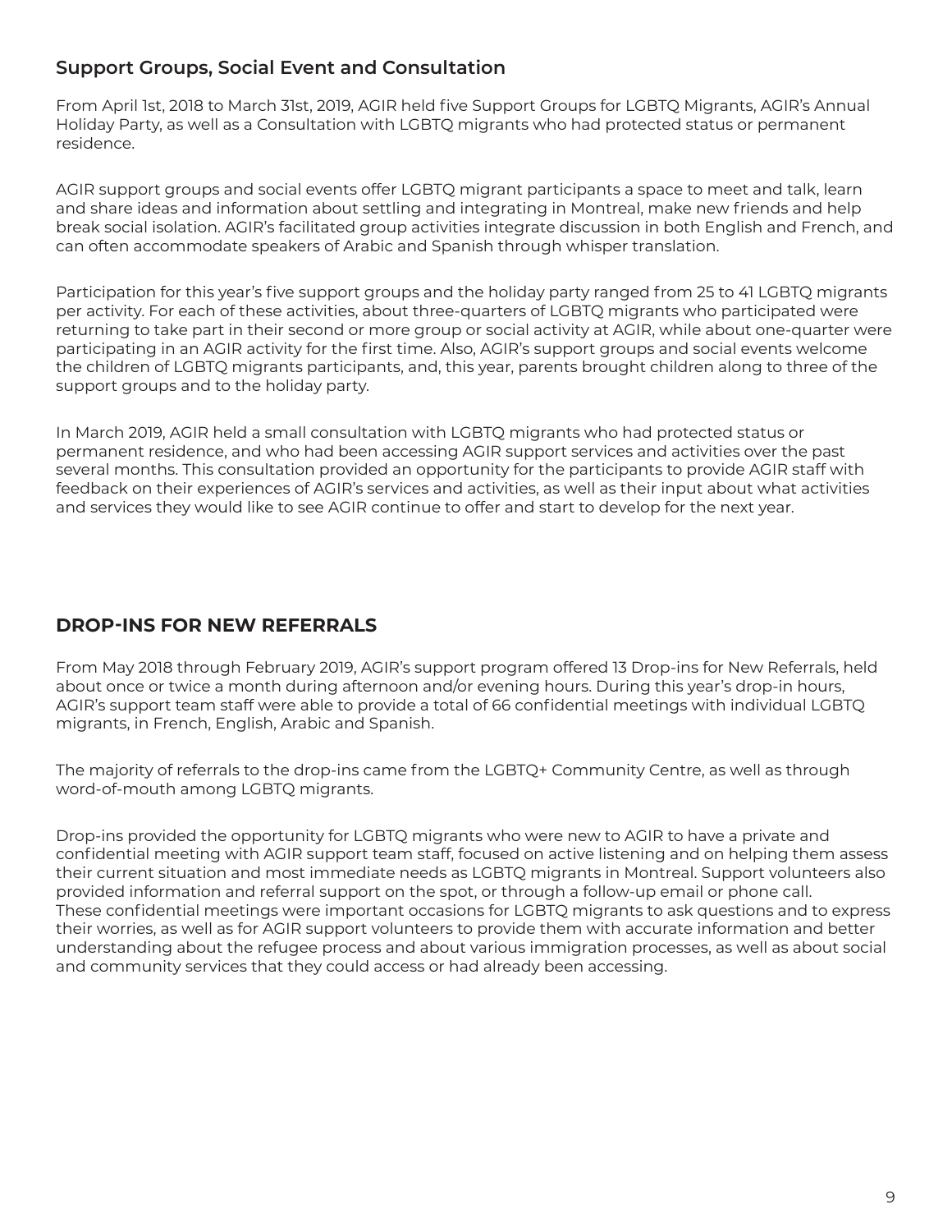## Support Groups, Social Event and Consultation

From April 1st, 2018 to March 31st, 2019, AGIR held five Support Groups for LGBTQ Migrants, AGIR's Annual Holiday Party, as well as a Consultation with LGBTQ migrants who had protected status or permanent residence.

AGIR support groups and social events offer LGBTQ migrant participants a space to meet and talk, learn and share ideas and information about settling and integrating in Montreal, make new friends and help break social isolation. AGIR's facilitated group activities integrate discussion in both English and French, and can often accommodate speakers of Arabic and Spanish through whisper translation.

Participation for this year's five support groups and the holiday party ranged from 25 to 41 LGBTQ migrants per activity. For each of these activities, about three-quarters of LGBTQ migrants who participated were returning to take part in their second or more group or social activity at AGIR, while about one-quarter were participating in an AGIR activity for the first time. Also, AGIR's support groups and social events welcome the children of LGBTQ migrants participants, and, this year, parents brought children along to three of the support groups and to the holiday party.

In March 2019, AGIR held a small consultation with LGBTQ migrants who had protected status or permanent residence, and who had been accessing AGIR support services and activities over the past several months. This consultation provided an opportunity for the participants to provide AGIR staff with feedback on their experiences of AGIR's services and activities, as well as their input about what activities and services they would like to see AGIR continue to offer and start to develop for the next year.

## DROP-INS FOR NEW REFERRALS

From May 2018 through February 2019, AGIR's support program offered 13 Drop-ins for New Referrals, held about once or twice a month during afternoon and/or evening hours. During this year's drop-in hours, AGIR's support team staff were able to provide a total of 66 confidential meetings with individual LGBTQ migrants, in French, English, Arabic and Spanish.

The majority of referrals to the drop-ins came from the LGBTQ+ Community Centre, as well as through word-of-mouth among LGBTQ migrants.

Drop-ins provided the opportunity for LGBTQ migrants who were new to AGIR to have a private and confidential meeting with AGIR support team staff, focused on active listening and on helping them assess their current situation and most immediate needs as LGBTQ migrants in Montreal. Support volunteers also provided information and referral support on the spot, or through a follow-up email or phone call. These confidential meetings were important occasions for LGBTQ migrants to ask questions and to express their worries, as well as for AGIR support volunteers to provide them with accurate information and better understanding about the refugee process and about various immigration processes, as well as about social and community services that they could access or had already been accessing.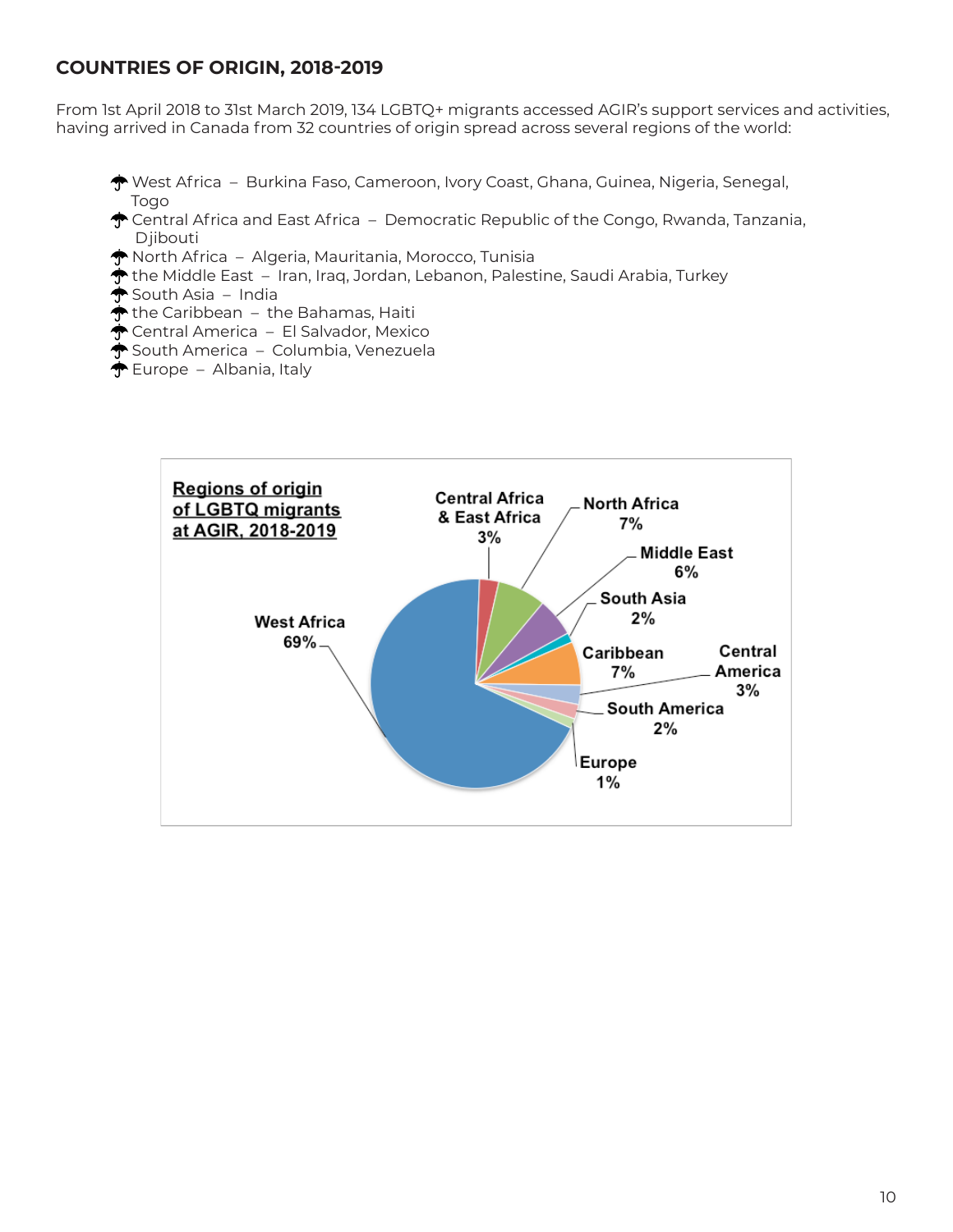## COUNTRIES OF ORIGIN, 2018-2019

From 1st April 2018 to 31st March 2019, 134 LGBTQ+ migrants accessed AGIR's support services and activities, having arrived in Canada from 32 countries of origin spread across several regions of the world:

- West Africa – Burkina Faso, Cameroon, Ivory Coast, Ghana, Guinea, Nigeria, Senegal, Togo
- Central Africa and East Africa – Democratic Republic of the Congo, Rwanda, Tanzania, Djibouti
- North Africa – Algeria, Mauritania, Morocco, Tunisia
- the Middle East – Iran, Iraq, Jordan, Lebanon, Palestine, Saudi Arabia, Turkey
- South Asia – India
- the Caribbean – the Bahamas, Haiti
- Central America – El Salvador, Mexico
- South America – Columbia, Venezuela
- Europe – Albania, Italy

**Regions of origin of LGBTQ migrants at AGIR, 2018-2019**

| Region | Percentage |
| --- | --- |
| West Africa | 69% |
| Central Africa & East Africa | 3% |
| North Africa | 7% |
| Middle East | 6% |
| South Asia | 2% |
| Caribbean | 7% |
| Central America | 3% |
| South America | 2% |
| Europe | 1% |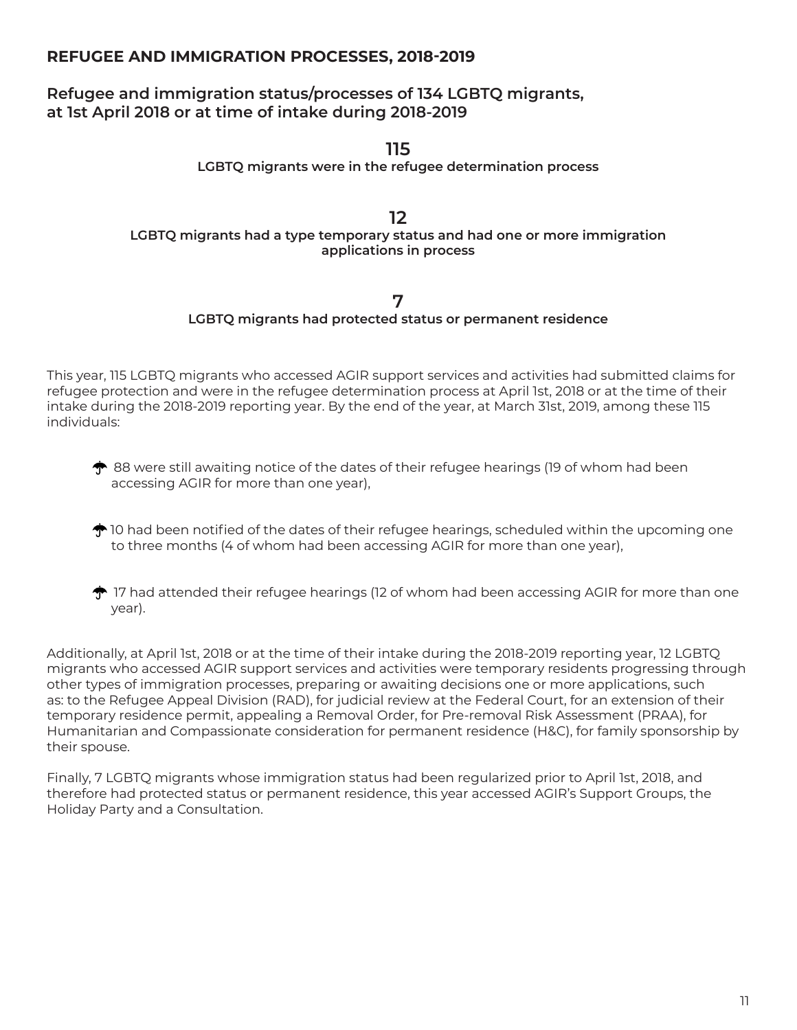## REFUGEE AND IMMIGRATION PROCESSES, 2018-2019

### Refugee and immigration status/processes of 134 LGBTQ migrants, at 1st April 2018 or at time of intake during 2018-2019

**115**
**LGBTQ migrants were in the refugee determination process**

**12**
**LGBTQ migrants had a type temporary status and had one or more immigration applications in process**

**7**
**LGBTQ migrants had protected status or permanent residence**

This year, 115 LGBTQ migrants who accessed AGIR support services and activities had submitted claims for refugee protection and were in the refugee determination process at April 1st, 2018 or at the time of their intake during the 2018-2019 reporting year. By the end of the year, at March 31st, 2019, among these 115 individuals:

- 88 were still awaiting notice of the dates of their refugee hearings (19 of whom had been accessing AGIR for more than one year),
- 10 had been notified of the dates of their refugee hearings, scheduled within the upcoming one to three months (4 of whom had been accessing AGIR for more than one year),
- 17 had attended their refugee hearings (12 of whom had been accessing AGIR for more than one year).

Additionally, at April 1st, 2018 or at the time of their intake during the 2018-2019 reporting year, 12 LGBTQ migrants who accessed AGIR support services and activities were temporary residents progressing through other types of immigration processes, preparing or awaiting decisions one or more applications, such as: to the Refugee Appeal Division (RAD), for judicial review at the Federal Court, for an extension of their temporary residence permit, appealing a Removal Order, for Pre-removal Risk Assessment (PRAA), for Humanitarian and Compassionate consideration for permanent residence (H&C), for family sponsorship by their spouse.

Finally, 7 LGBTQ migrants whose immigration status had been regularized prior to April 1st, 2018, and therefore had protected status or permanent residence, this year accessed AGIR's Support Groups, the Holiday Party and a Consultation.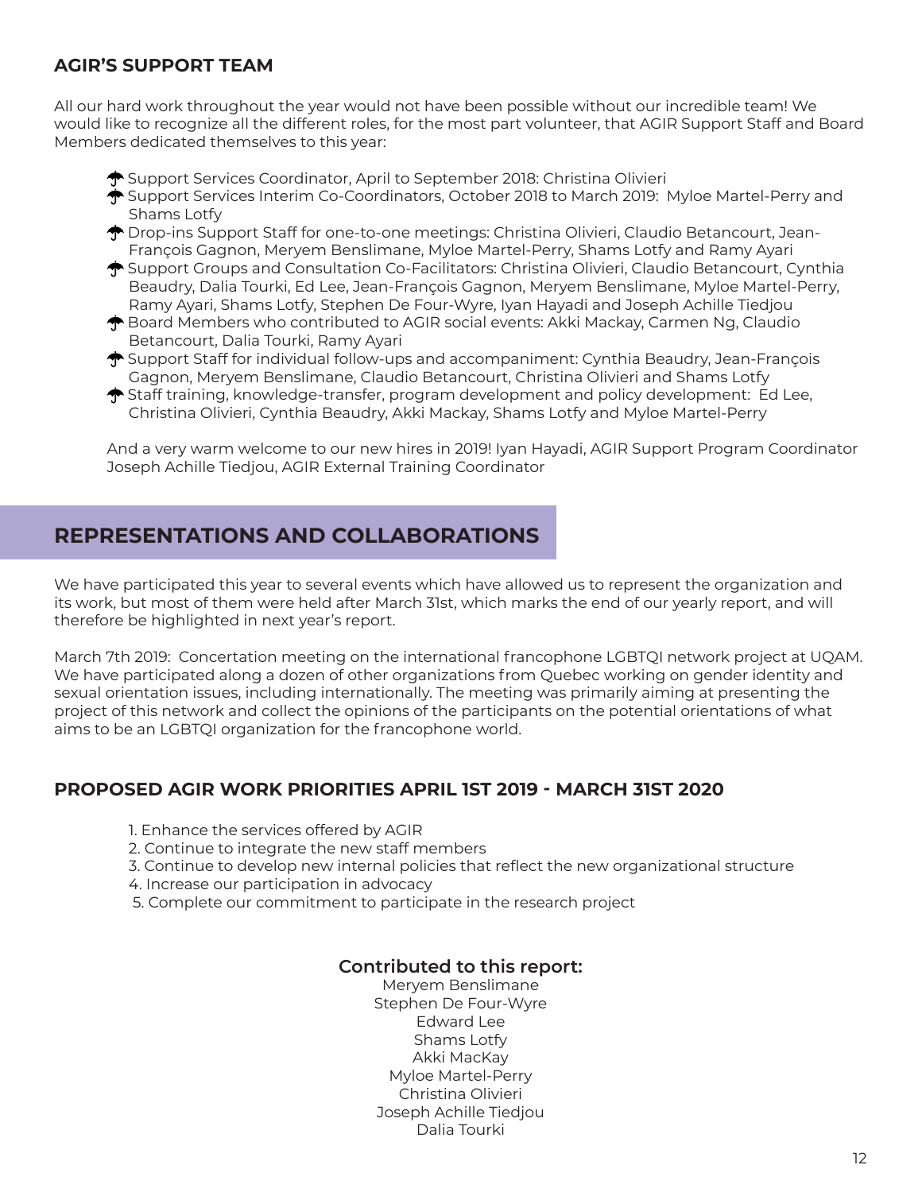### AGIR'S SUPPORT TEAM

All our hard work throughout the year would not have been possible without our incredible team! We would like to recognize all the different roles, for the most part volunteer, that AGIR Support Staff and Board Members dedicated themselves to this year:

- Support Services Coordinator, April to September 2018: Christina Olivieri
- Support Services Interim Co-Coordinators, October 2018 to March 2019: Myloe Martel-Perry and Shams Lotfy
- Drop-ins Support Staff for one-to-one meetings: Christina Olivieri, Claudio Betancourt, Jean-François Gagnon, Meryem Benslimane, Myloe Martel-Perry, Shams Lotfy and Ramy Ayari
- Support Groups and Consultation Co-Facilitators: Christina Olivieri, Claudio Betancourt, Cynthia Beaudry, Dalia Tourki, Ed Lee, Jean-François Gagnon, Meryem Benslimane, Myloe Martel-Perry, Ramy Ayari, Shams Lotfy, Stephen De Four-Wyre, Iyan Hayadi and Joseph Achille Tiedjou
- Board Members who contributed to AGIR social events: Akki Mackay, Carmen Ng, Claudio Betancourt, Dalia Tourki, Ramy Ayari
- Support Staff for individual follow-ups and accompaniment: Cynthia Beaudry, Jean-François Gagnon, Meryem Benslimane, Claudio Betancourt, Christina Olivieri and Shams Lotfy
- Staff training, knowledge-transfer, program development and policy development: Ed Lee, Christina Olivieri, Cynthia Beaudry, Akki Mackay, Shams Lotfy and Myloe Martel-Perry

And a very warm welcome to our new hires in 2019! Iyan Hayadi, AGIR Support Program Coordinator Joseph Achille Tiedjou, AGIR External Training Coordinator

## REPRESENTATIONS AND COLLABORATIONS

We have participated this year to several events which have allowed us to represent the organization and its work, but most of them were held after March 31st, which marks the end of our yearly report, and will therefore be highlighted in next year's report.

March 7th 2019: Concertation meeting on the international francophone LGBTQI network project at UQAM. We have participated along a dozen of other organizations from Quebec working on gender identity and sexual orientation issues, including internationally. The meeting was primarily aiming at presenting the project of this network and collect the opinions of the participants on the potential orientations of what aims to be an LGBTQI organization for the francophone world.

### PROPOSED AGIR WORK PRIORITIES APRIL 1ST 2019 - MARCH 31ST 2020

1. Enhance the services offered by AGIR
2. Continue to integrate the new staff members
3. Continue to develop new internal policies that reflect the new organizational structure
4. Increase our participation in advocacy
5. Complete our commitment to participate in the research project

**Contributed to this report:**

Meryem Benslimane
Stephen De Four-Wyre
Edward Lee
Shams Lotfy
Akki MacKay
Myloe Martel-Perry
Christina Olivieri
Joseph Achille Tiedjou
Dalia Tourki